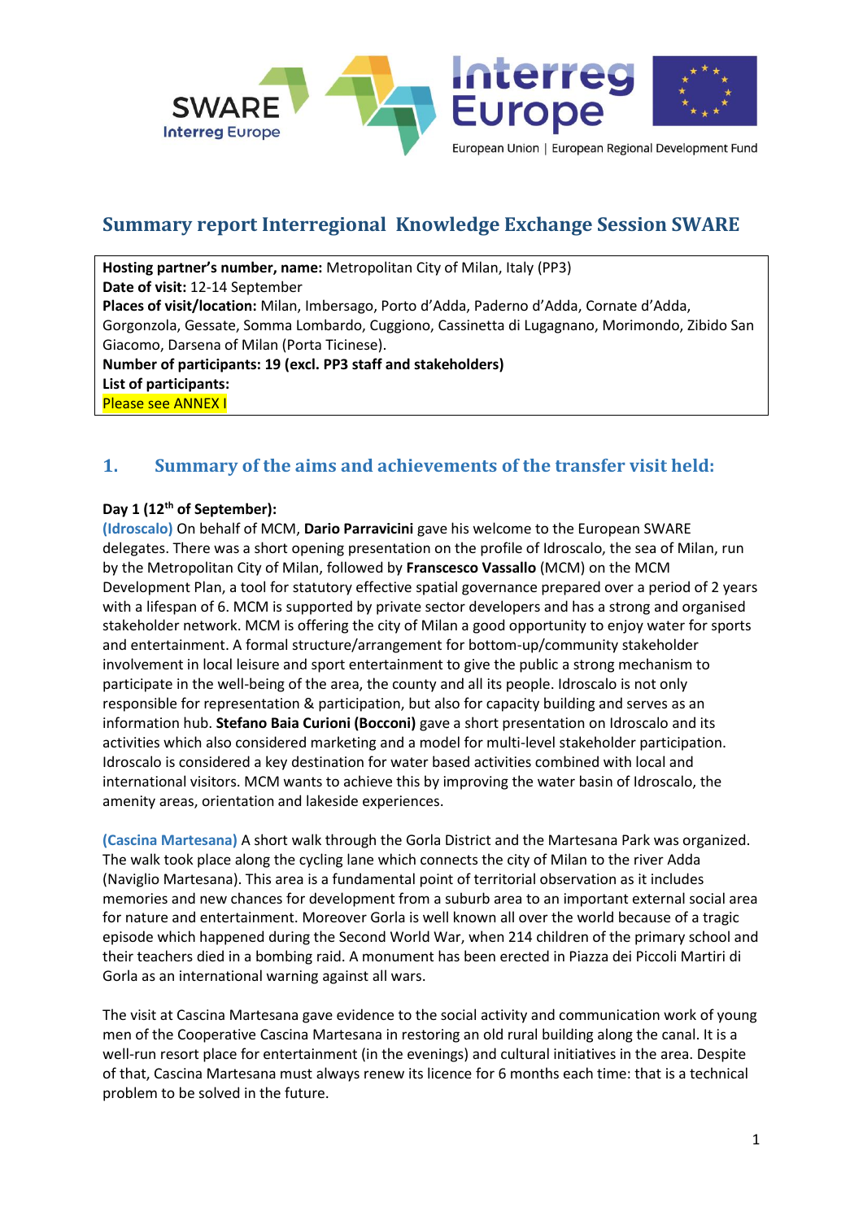# Summary report Interregional Knowledge Exchange Session SWARE

**Hosting partner's number, name:** Metropolitan City of Milan, Italy (PP3)
**Date of visit:** 12-14 September
**Places of visit/location:** Milan, Imbersago, Porto d'Adda, Paderno d'Adda, Cornate d'Adda, Gorgonzola, Gessate, Somma Lombardo, Cuggiono, Cassinetta di Lugagnano, Morimondo, Zibido San Giacomo, Darsena of Milan (Porta Ticinese).
**Number of participants: 19 (excl. PP3 staff and stakeholders)**
**List of participants:**
Please see ANNEX I

## 1. Summary of the aims and achievements of the transfer visit held:

**Day 1 (12th of September):**

(Idroscalo) On behalf of MCM, **Dario Parravicini** gave his welcome to the European SWARE delegates. There was a short opening presentation on the profile of Idroscalo, the sea of Milan, run by the Metropolitan City of Milan, followed by **Franscesco Vassallo** (MCM) on the MCM Development Plan, a tool for statutory effective spatial governance prepared over a period of 2 years with a lifespan of 6. MCM is supported by private sector developers and has a strong and organised stakeholder network. MCM is offering the city of Milan a good opportunity to enjoy water for sports and entertainment. A formal structure/arrangement for bottom-up/community stakeholder involvement in local leisure and sport entertainment to give the public a strong mechanism to participate in the well-being of the area, the county and all its people. Idroscalo is not only responsible for representation & participation, but also for capacity building and serves as an information hub. **Stefano Baia Curioni (Bocconi)** gave a short presentation on Idroscalo and its activities which also considered marketing and a model for multi-level stakeholder participation. Idroscalo is considered a key destination for water based activities combined with local and international visitors. MCM wants to achieve this by improving the water basin of Idroscalo, the amenity areas, orientation and lakeside experiences.

(Cascina Martesana) A short walk through the Gorla District and the Martesana Park was organized. The walk took place along the cycling lane which connects the city of Milan to the river Adda (Naviglio Martesana). This area is a fundamental point of territorial observation as it includes memories and new chances for development from a suburb area to an important external social area for nature and entertainment. Moreover Gorla is well known all over the world because of a tragic episode which happened during the Second World War, when 214 children of the primary school and their teachers died in a bombing raid. A monument has been erected in Piazza dei Piccoli Martiri di Gorla as an international warning against all wars.

The visit at Cascina Martesana gave evidence to the social activity and communication work of young men of the Cooperative Cascina Martesana in restoring an old rural building along the canal. It is a well-run resort place for entertainment (in the evenings) and cultural initiatives in the area. Despite of that, Cascina Martesana must always renew its licence for 6 months each time: that is a technical problem to be solved in the future.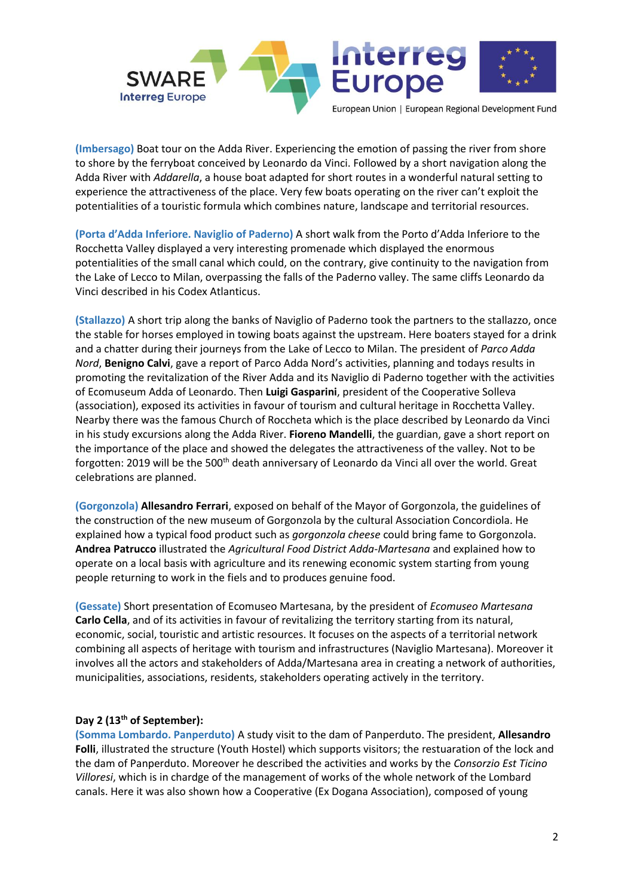**(Imbersago)** Boat tour on the Adda River. Experiencing the emotion of passing the river from shore to shore by the ferryboat conceived by Leonardo da Vinci. Followed by a short navigation along the Adda River with *Addarella*, a house boat adapted for short routes in a wonderful natural setting to experience the attractiveness of the place. Very few boats operating on the river can't exploit the potentialities of a touristic formula which combines nature, landscape and territorial resources.

**(Porta d'Adda Inferiore. Naviglio of Paderno)** A short walk from the Porto d'Adda Inferiore to the Rocchetta Valley displayed a very interesting promenade which displayed the enormous potentialities of the small canal which could, on the contrary, give continuity to the navigation from the Lake of Lecco to Milan, overpassing the falls of the Paderno valley. The same cliffs Leonardo da Vinci described in his Codex Atlanticus.

**(Stallazzo)** A short trip along the banks of Naviglio of Paderno took the partners to the stallazzo, once the stable for horses employed in towing boats against the upstream. Here boaters stayed for a drink and a chatter during their journeys from the Lake of Lecco to Milan. The president of *Parco Adda Nord*, **Benigno Calvi**, gave a report of Parco Adda Nord's activities, planning and todays results in promoting the revitalization of the River Adda and its Naviglio di Paderno together with the activities of Ecomuseum Adda of Leonardo. Then **Luigi Gasparini**, president of the Cooperative Solleva (association), exposed its activities in favour of tourism and cultural heritage in Rocchetta Valley. Nearby there was the famous Church of Roccheta which is the place described by Leonardo da Vinci in his study excursions along the Adda River. **Fioreno Mandelli**, the guardian, gave a short report on the importance of the place and showed the delegates the attractiveness of the valley. Not to be forgotten: 2019 will be the 500th death anniversary of Leonardo da Vinci all over the world. Great celebrations are planned.

**(Gorgonzola)** **Allesandro Ferrari**, exposed on behalf of the Mayor of Gorgonzola, the guidelines of the construction of the new museum of Gorgonzola by the cultural Association Concordiola. He explained how a typical food product such as *gorgonzola cheese* could bring fame to Gorgonzola. **Andrea Patrucco** illustrated the *Agricultural Food District Adda-Martesana* and explained how to operate on a local basis with agriculture and its renewing economic system starting from young people returning to work in the fiels and to produces genuine food.

**(Gessate)** Short presentation of Ecomuseo Martesana, by the president of *Ecomuseo Martesana* **Carlo Cella**, and of its activities in favour of revitalizing the territory starting from its natural, economic, social, touristic and artistic resources. It focuses on the aspects of a territorial network combining all aspects of heritage with tourism and infrastructures (Naviglio Martesana). Moreover it involves all the actors and stakeholders of Adda/Martesana area in creating a network of authorities, municipalities, associations, residents, stakeholders operating actively in the territory.

**Day 2 (13th of September):**

**(Somma Lombardo. Panperduto)** A study visit to the dam of Panperduto. The president, **Allesandro Folli**, illustrated the structure (Youth Hostel) which supports visitors; the restuaration of the lock and the dam of Panperduto. Moreover he described the activities and works by the *Consorzio Est Ticino Villoresi*, which is in chardge of the management of works of the whole network of the Lombard canals. Here it was also shown how a Cooperative (Ex Dogana Association), composed of young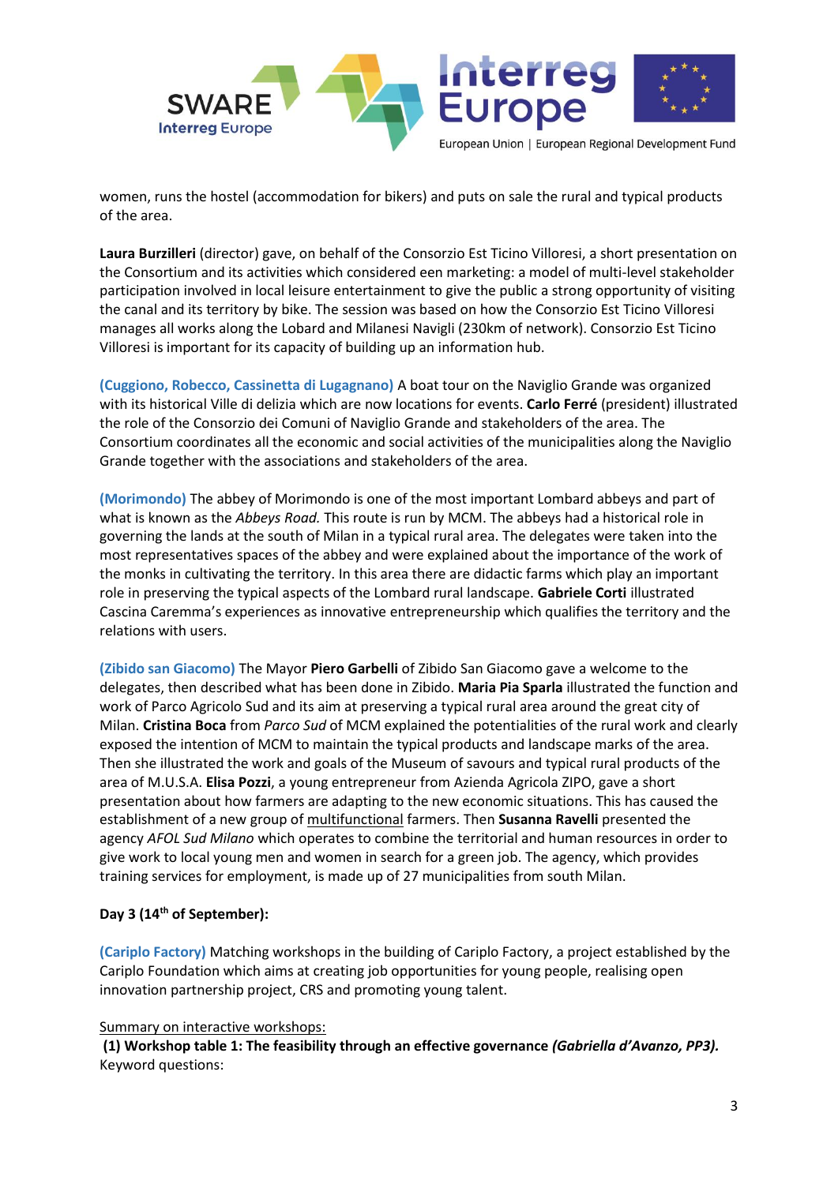women, runs the hostel (accommodation for bikers) and puts on sale the rural and typical products of the area.

**Laura Burzilleri** (director) gave, on behalf of the Consorzio Est Ticino Villoresi, a short presentation on the Consortium and its activities which considered een marketing: a model of multi-level stakeholder participation involved in local leisure entertainment to give the public a strong opportunity of visiting the canal and its territory by bike. The session was based on how the Consorzio Est Ticino Villoresi manages all works along the Lobard and Milanesi Navigli (230km of network). Consorzio Est Ticino Villoresi is important for its capacity of building up an information hub.

**(Cuggiono, Robecco, Cassinetta di Lugagnano)** A boat tour on the Naviglio Grande was organized with its historical Ville di delizia which are now locations for events. **Carlo Ferré** (president) illustrated the role of the Consorzio dei Comuni of Naviglio Grande and stakeholders of the area. The Consortium coordinates all the economic and social activities of the municipalities along the Naviglio Grande together with the associations and stakeholders of the area.

**(Morimondo)** The abbey of Morimondo is one of the most important Lombard abbeys and part of what is known as the *Abbeys Road.* This route is run by MCM. The abbeys had a historical role in governing the lands at the south of Milan in a typical rural area. The delegates were taken into the most representatives spaces of the abbey and were explained about the importance of the work of the monks in cultivating the territory. In this area there are didactic farms which play an important role in preserving the typical aspects of the Lombard rural landscape. **Gabriele Corti** illustrated Cascina Caremma's experiences as innovative entrepreneurship which qualifies the territory and the relations with users.

**(Zibido san Giacomo)** The Mayor **Piero Garbelli** of Zibido San Giacomo gave a welcome to the delegates, then described what has been done in Zibido. **Maria Pia Sparla** illustrated the function and work of Parco Agricolo Sud and its aim at preserving a typical rural area around the great city of Milan. **Cristina Boca** from *Parco Sud* of MCM explained the potentialities of the rural work and clearly exposed the intention of MCM to maintain the typical products and landscape marks of the area. Then she illustrated the work and goals of the Museum of savours and typical rural products of the area of M.U.S.A. **Elisa Pozzi**, a young entrepreneur from Azienda Agricola ZIPO, gave a short presentation about how farmers are adapting to the new economic situations. This has caused the establishment of a new group of multifunctional farmers. Then **Susanna Ravelli** presented the agency *AFOL Sud Milano* which operates to combine the territorial and human resources in order to give work to local young men and women in search for a green job. The agency, which provides training services for employment, is made up of 27 municipalities from south Milan.

**Day 3 (14th of September):**

**(Cariplo Factory)** Matching workshops in the building of Cariplo Factory, a project established by the Cariplo Foundation which aims at creating job opportunities for young people, realising open innovation partnership project, CRS and promoting young talent.

Summary on interactive workshops:

**(1) Workshop table 1: The feasibility through an effective governance *(Gabriella d'Avanzo, PP3).***
Keyword questions: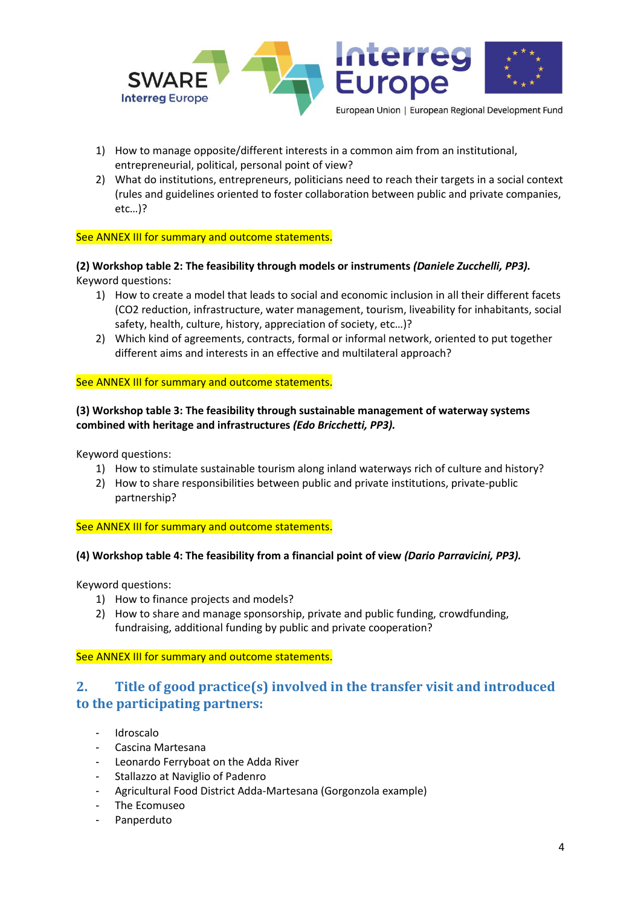1) How to manage opposite/different interests in a common aim from an institutional, entrepreneurial, political, personal point of view?
2) What do institutions, entrepreneurs, politicians need to reach their targets in a social context (rules and guidelines oriented to foster collaboration between public and private companies, etc…)?

See ANNEX III for summary and outcome statements.

**(2) Workshop table 2: The feasibility through models or instruments** ***(Daniele Zucchelli, PP3).***
Keyword questions:

1) How to create a model that leads to social and economic inclusion in all their different facets ($CO_2$ reduction, infrastructure, water management, tourism, liveability for inhabitants, social safety, health, culture, history, appreciation of society, etc…)?
2) Which kind of agreements, contracts, formal or informal network, oriented to put together different aims and interests in an effective and multilateral approach?

See ANNEX III for summary and outcome statements.

**(3) Workshop table 3: The feasibility through sustainable management of waterway systems combined with heritage and infrastructures** ***(Edo Bricchetti, PP3).***

Keyword questions:

1) How to stimulate sustainable tourism along inland waterways rich of culture and history?
2) How to share responsibilities between public and private institutions, private-public partnership?

See ANNEX III for summary and outcome statements.

**(4) Workshop table 4: The feasibility from a financial point of view** ***(Dario Parravicini, PP3).***

Keyword questions:

1) How to finance projects and models?
2) How to share and manage sponsorship, private and public funding, crowdfunding, fundraising, additional funding by public and private cooperation?

See ANNEX III for summary and outcome statements.

## 2. Title of good practice(s) involved in the transfer visit and introduced to the participating partners:

- Idroscalo
- Cascina Martesana
- Leonardo Ferryboat on the Adda River
- Stallazzo at Naviglio of Padenro
- Agricultural Food District Adda-Martesana (Gorgonzola example)
- The Ecomuseo
- Panperduto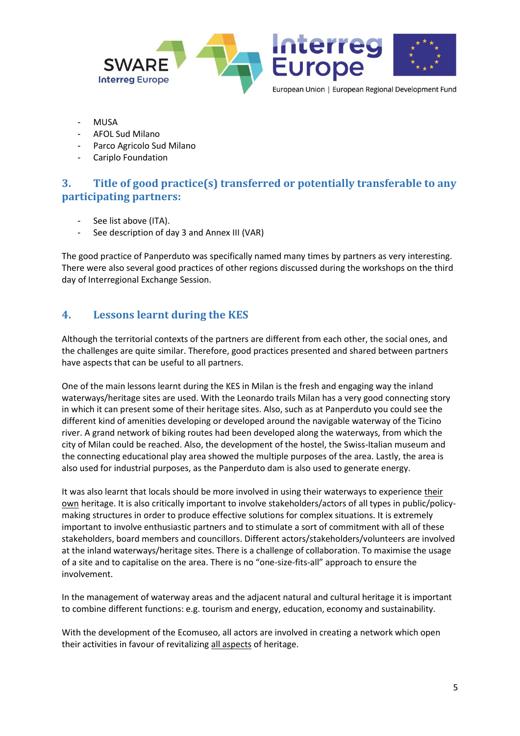- MUSA
- AFOL Sud Milano
- Parco Agricolo Sud Milano
- Cariplo Foundation

## 3. Title of good practice(s) transferred or potentially transferable to any participating partners:

- See list above (ITA).
- See description of day 3 and Annex III (VAR)

The good practice of Panperduto was specifically named many times by partners as very interesting. There were also several good practices of other regions discussed during the workshops on the third day of Interregional Exchange Session.

## 4. Lessons learnt during the KES

Although the territorial contexts of the partners are different from each other, the social ones, and the challenges are quite similar. Therefore, good practices presented and shared between partners have aspects that can be useful to all partners.

One of the main lessons learnt during the KES in Milan is the fresh and engaging way the inland waterways/heritage sites are used. With the Leonardo trails Milan has a very good connecting story in which it can present some of their heritage sites. Also, such as at Panperduto you could see the different kind of amenities developing or developed around the navigable waterway of the Ticino river. A grand network of biking routes had been developed along the waterways, from which the city of Milan could be reached. Also, the development of the hostel, the Swiss-Italian museum and the connecting educational play area showed the multiple purposes of the area. Lastly, the area is also used for industrial purposes, as the Panperduto dam is also used to generate energy.

It was also learnt that locals should be more involved in using their waterways to experience <u>their own</u> heritage. It is also critically important to involve stakeholders/actors of all types in public/policy-making structures in order to produce effective solutions for complex situations. It is extremely important to involve enthusiastic partners and to stimulate a sort of commitment with all of these stakeholders, board members and councillors. Different actors/stakeholders/volunteers are involved at the inland waterways/heritage sites. There is a challenge of collaboration. To maximise the usage of a site and to capitalise on the area. There is no “one-size-fits-all” approach to ensure the involvement.

In the management of waterway areas and the adjacent natural and cultural heritage it is important to combine different functions: e.g. tourism and energy, education, economy and sustainability.

With the development of the Ecomuseo, all actors are involved in creating a network which open their activities in favour of revitalizing <u>all aspects</u> of heritage.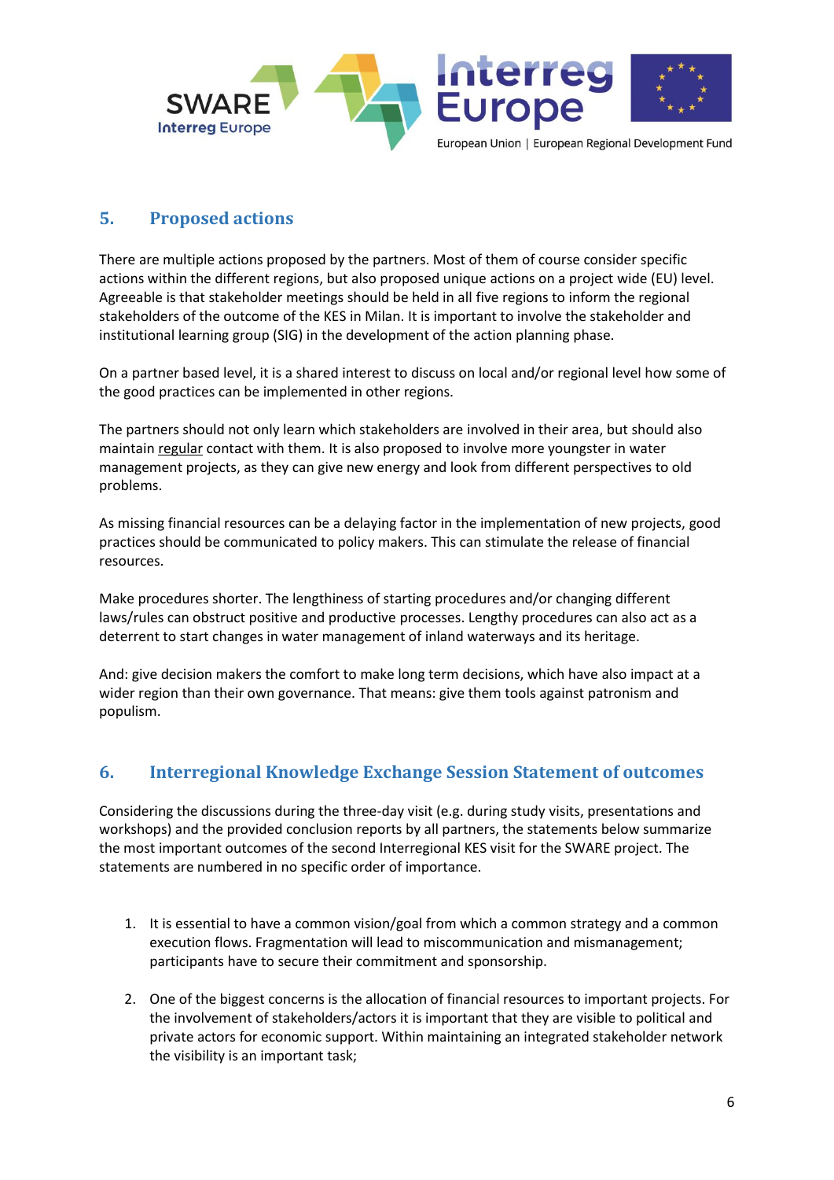## 5. Proposed actions

There are multiple actions proposed by the partners. Most of them of course consider specific actions within the different regions, but also proposed unique actions on a project wide (EU) level. Agreeable is that stakeholder meetings should be held in all five regions to inform the regional stakeholders of the outcome of the KES in Milan. It is important to involve the stakeholder and institutional learning group (SIG) in the development of the action planning phase.

On a partner based level, it is a shared interest to discuss on local and/or regional level how some of the good practices can be implemented in other regions.

The partners should not only learn which stakeholders are involved in their area, but should also maintain <u>regular</u> contact with them. It is also proposed to involve more youngster in water management projects, as they can give new energy and look from different perspectives to old problems.

As missing financial resources can be a delaying factor in the implementation of new projects, good practices should be communicated to policy makers. This can stimulate the release of financial resources.

Make procedures shorter. The lengthiness of starting procedures and/or changing different laws/rules can obstruct positive and productive processes. Lengthy procedures can also act as a deterrent to start changes in water management of inland waterways and its heritage.

And: give decision makers the comfort to make long term decisions, which have also impact at a wider region than their own governance. That means: give them tools against patronism and populism.

## 6. Interregional Knowledge Exchange Session Statement of outcomes

Considering the discussions during the three-day visit (e.g. during study visits, presentations and workshops) and the provided conclusion reports by all partners, the statements below summarize the most important outcomes of the second Interregional KES visit for the SWARE project. The statements are numbered in no specific order of importance.

1. It is essential to have a common vision/goal from which a common strategy and a common execution flows. Fragmentation will lead to miscommunication and mismanagement; participants have to secure their commitment and sponsorship.

2. One of the biggest concerns is the allocation of financial resources to important projects. For the involvement of stakeholders/actors it is important that they are visible to political and private actors for economic support. Within maintaining an integrated stakeholder network the visibility is an important task;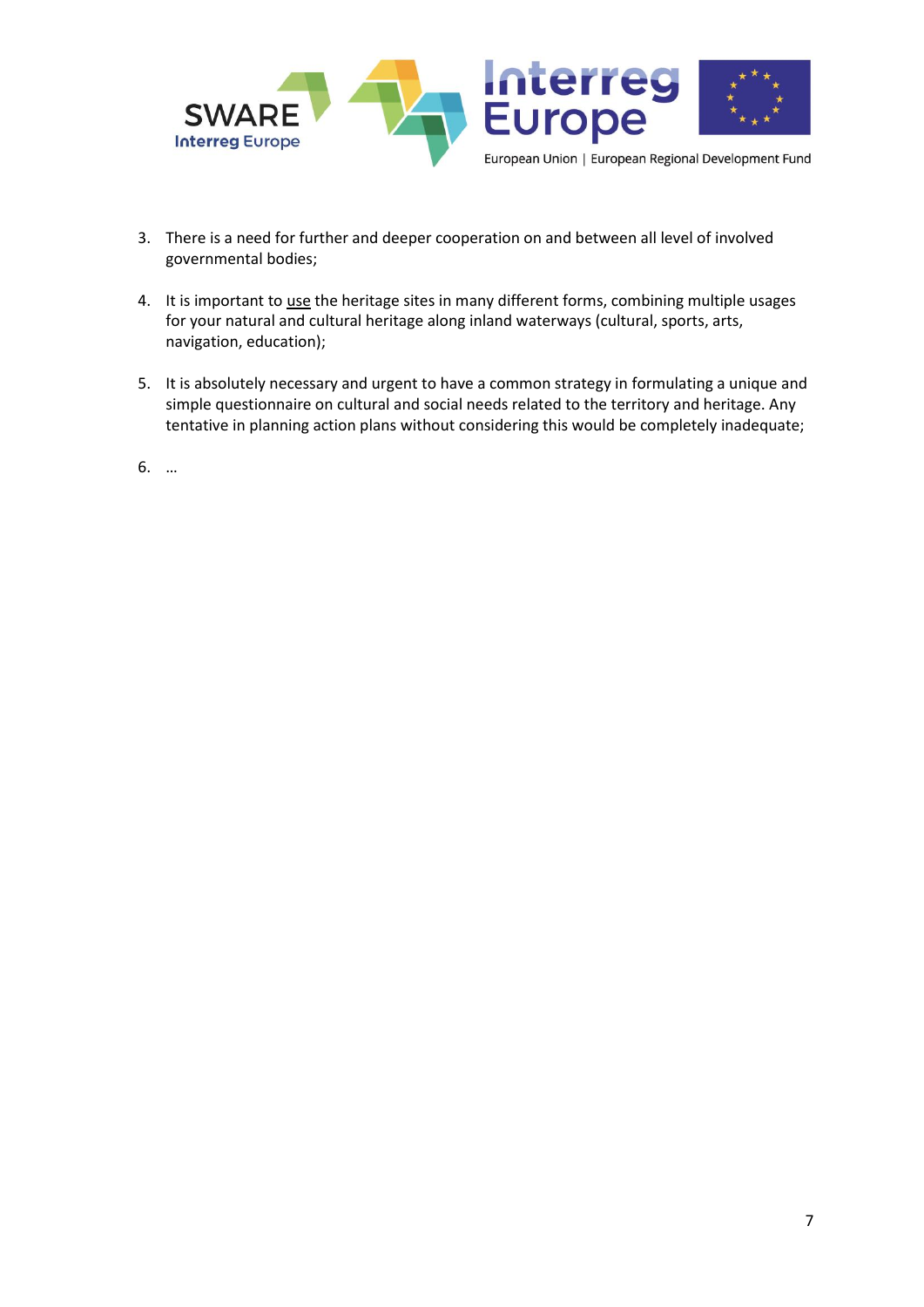3. There is a need for further and deeper cooperation on and between all level of involved governmental bodies;

4. It is important to <u>use</u> the heritage sites in many different forms, combining multiple usages for your natural and cultural heritage along inland waterways (cultural, sports, arts, navigation, education);

5. It is absolutely necessary and urgent to have a common strategy in formulating a unique and simple questionnaire on cultural and social needs related to the territory and heritage. Any tentative in planning action plans without considering this would be completely inadequate;

6. …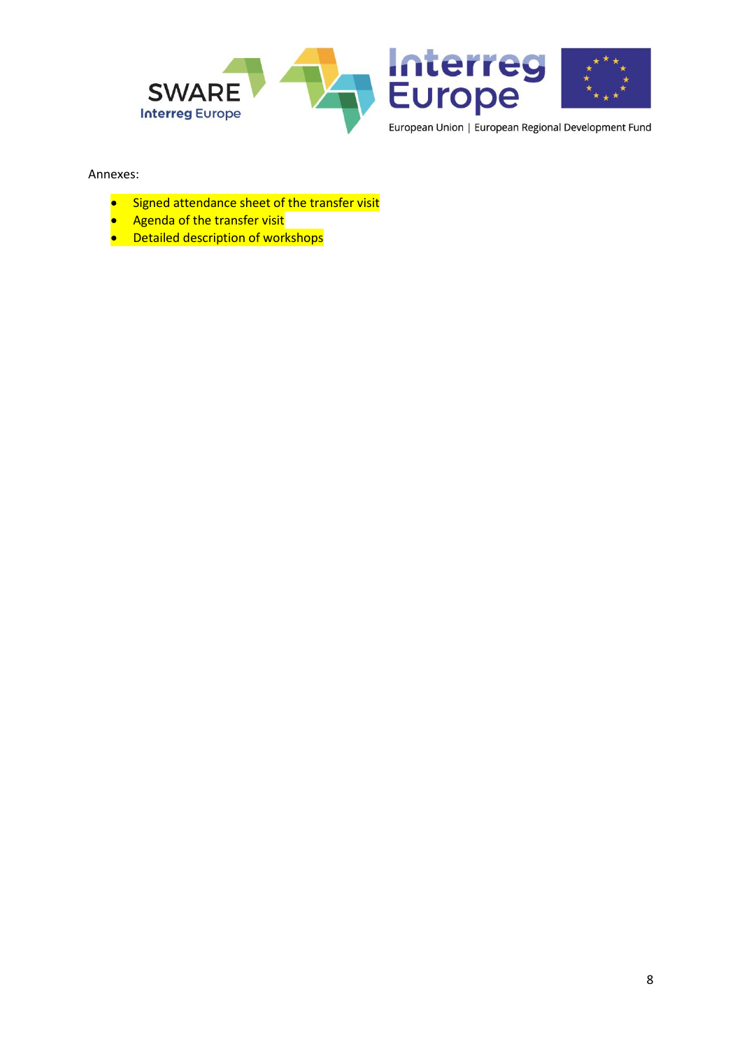Annexes:

- Signed attendance sheet of the transfer visit
- Agenda of the transfer visit
- Detailed description of workshops